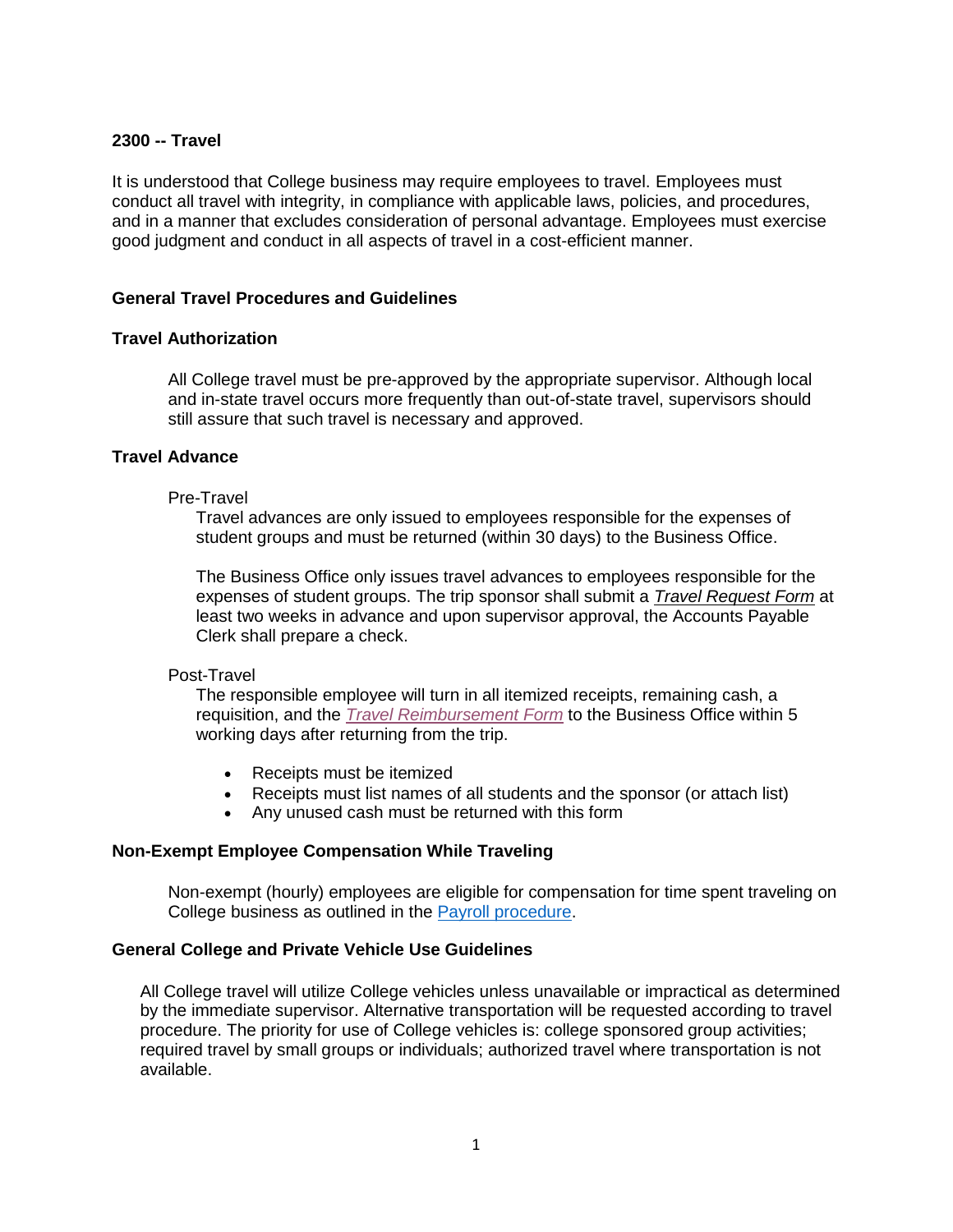## 2300 -- Travel

It is understood that College business may require employees to travel. Employees must conduct all travel with integrity, in compliance with applicable laws, policies, and procedures, and in a manner that excludes consideration of personal advantage. Employees must exercise good judgment and conduct in all aspects of travel in a cost-efficient manner.

### General Travel Procedures and Guidelines

### Travel Authorization

All College travel must be pre-approved by the appropriate supervisor. Although local and in-state travel occurs more frequently than out-of-state travel, supervisors should still assure that such travel is necessary and approved.

### Travel Advance

Pre-Travel

Travel advances are only issued to employees responsible for the expenses of student groups and must be returned (within 30 days) to the Business Office.

The Business Office only issues travel advances to employees responsible for the expenses of student groups. The trip sponsor shall submit a *Travel Request Form* at least two weeks in advance and upon supervisor approval, the Accounts Payable Clerk shall prepare a check.

Post-Travel

The responsible employee will turn in all itemized receipts, remaining cash, a requisition, and the *Travel Reimbursement Form* to the Business Office within 5 working days after returning from the trip.

- Receipts must be itemized
- Receipts must list names of all students and the sponsor (or attach list)
- Any unused cash must be returned with this form

### Non-Exempt Employee Compensation While Traveling

Non-exempt (hourly) employees are eligible for compensation for time spent traveling on College business as outlined in the Payroll procedure.

### General College and Private Vehicle Use Guidelines

All College travel will utilize College vehicles unless unavailable or impractical as determined by the immediate supervisor. Alternative transportation will be requested according to travel procedure. The priority for use of College vehicles is: college sponsored group activities; required travel by small groups or individuals; authorized travel where transportation is not available.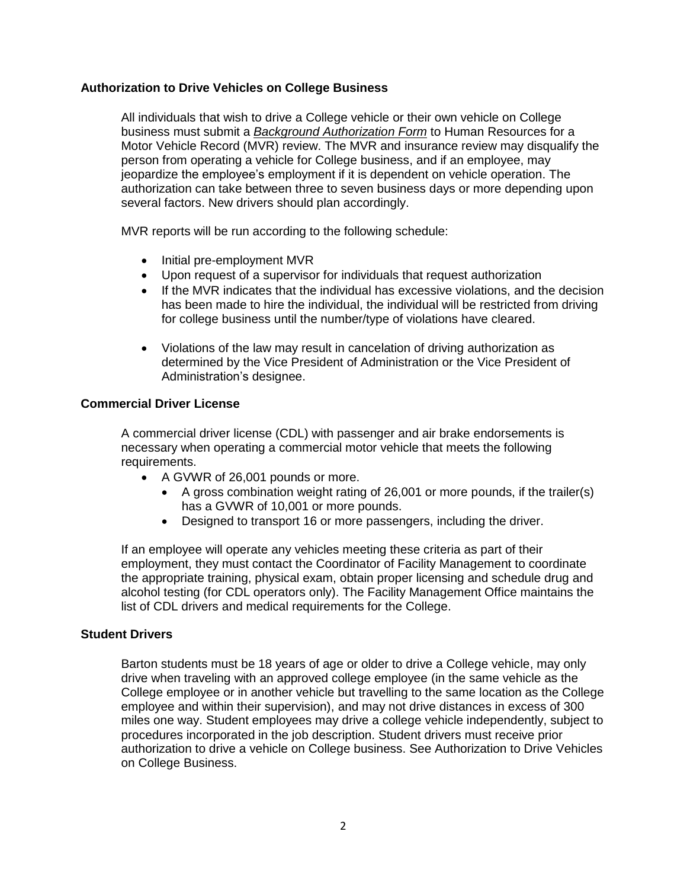### Authorization to Drive Vehicles on College Business

All individuals that wish to drive a College vehicle or their own vehicle on College business must submit a ***Background Authorization Form*** to Human Resources for a Motor Vehicle Record (MVR) review. The MVR and insurance review may disqualify the person from operating a vehicle for College business, and if an employee, may jeopardize the employee's employment if it is dependent on vehicle operation. The authorization can take between three to seven business days or more depending upon several factors. New drivers should plan accordingly.

MVR reports will be run according to the following schedule:

- Initial pre-employment MVR
- Upon request of a supervisor for individuals that request authorization
- If the MVR indicates that the individual has excessive violations, and the decision has been made to hire the individual, the individual will be restricted from driving for college business until the number/type of violations have cleared.
- Violations of the law may result in cancelation of driving authorization as determined by the Vice President of Administration or the Vice President of Administration's designee.

### Commercial Driver License

A commercial driver license (CDL) with passenger and air brake endorsements is necessary when operating a commercial motor vehicle that meets the following requirements.

- A GVWR of 26,001 pounds or more.
  - A gross combination weight rating of 26,001 or more pounds, if the trailer(s) has a GVWR of 10,001 or more pounds.
  - Designed to transport 16 or more passengers, including the driver.

If an employee will operate any vehicles meeting these criteria as part of their employment, they must contact the Coordinator of Facility Management to coordinate the appropriate training, physical exam, obtain proper licensing and schedule drug and alcohol testing (for CDL operators only). The Facility Management Office maintains the list of CDL drivers and medical requirements for the College.

### Student Drivers

Barton students must be 18 years of age or older to drive a College vehicle, may only drive when traveling with an approved college employee (in the same vehicle as the College employee or in another vehicle but travelling to the same location as the College employee and within their supervision), and may not drive distances in excess of 300 miles one way. Student employees may drive a college vehicle independently, subject to procedures incorporated in the job description. Student drivers must receive prior authorization to drive a vehicle on College business. See Authorization to Drive Vehicles on College Business.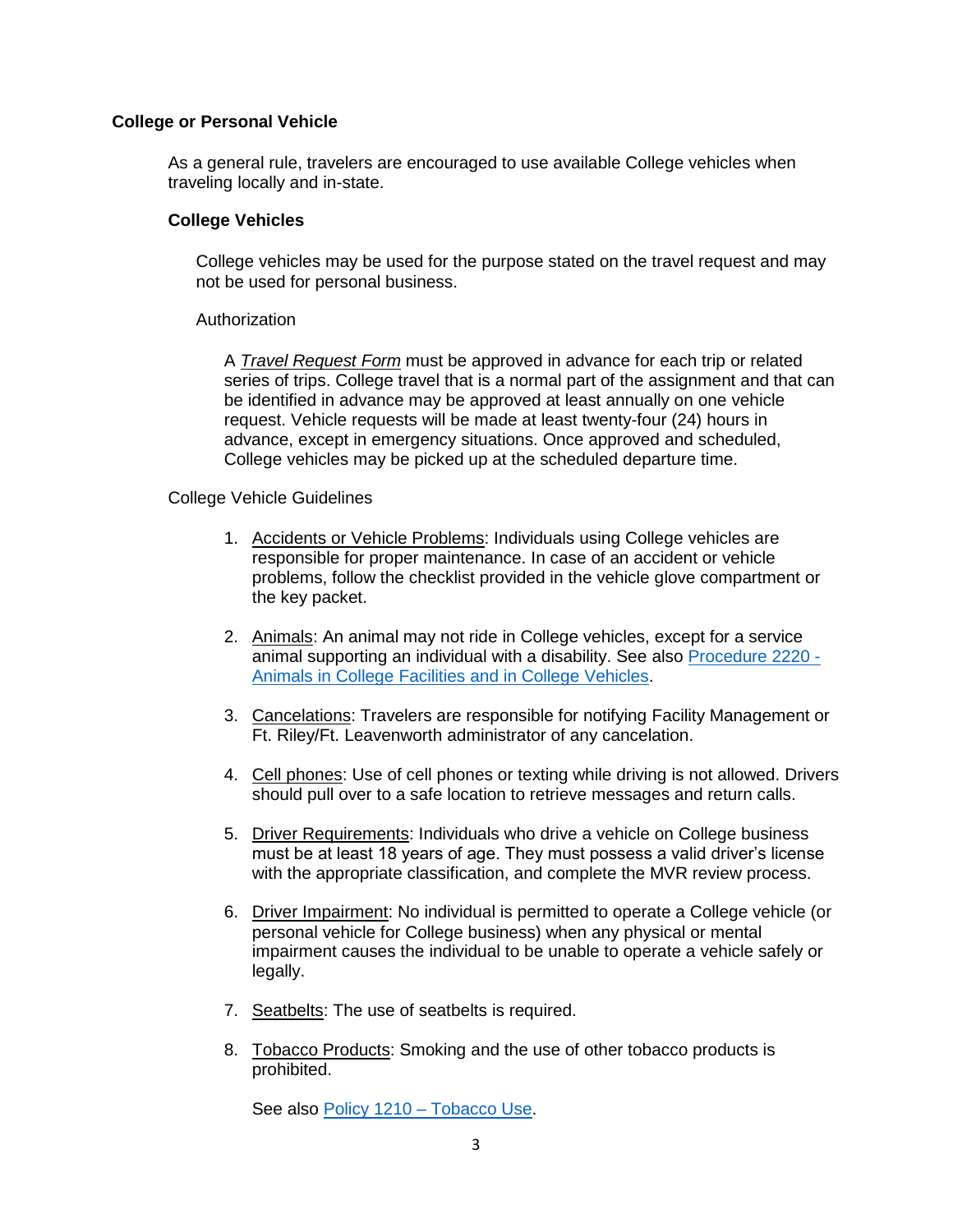**College or Personal Vehicle**

As a general rule, travelers are encouraged to use available College vehicles when traveling locally and in-state.

**College Vehicles**

College vehicles may be used for the purpose stated on the travel request and may not be used for personal business.

Authorization

A *Travel Request Form* must be approved in advance for each trip or related series of trips. College travel that is a normal part of the assignment and that can be identified in advance may be approved at least annually on one vehicle request. Vehicle requests will be made at least twenty-four (24) hours in advance, except in emergency situations. Once approved and scheduled, College vehicles may be picked up at the scheduled departure time.

College Vehicle Guidelines

1. Accidents or Vehicle Problems: Individuals using College vehicles are responsible for proper maintenance. In case of an accident or vehicle problems, follow the checklist provided in the vehicle glove compartment or the key packet.

2. Animals: An animal may not ride in College vehicles, except for a service animal supporting an individual with a disability. See also Procedure 2220 - Animals in College Facilities and in College Vehicles.

3. Cancelations: Travelers are responsible for notifying Facility Management or Ft. Riley/Ft. Leavenworth administrator of any cancelation.

4. Cell phones: Use of cell phones or texting while driving is not allowed. Drivers should pull over to a safe location to retrieve messages and return calls.

5. Driver Requirements: Individuals who drive a vehicle on College business must be at least 18 years of age. They must possess a valid driver's license with the appropriate classification, and complete the MVR review process.

6. Driver Impairment: No individual is permitted to operate a College vehicle (or personal vehicle for College business) when any physical or mental impairment causes the individual to be unable to operate a vehicle safely or legally.

7. Seatbelts: The use of seatbelts is required.

8. Tobacco Products: Smoking and the use of other tobacco products is prohibited.

   See also Policy 1210 – Tobacco Use.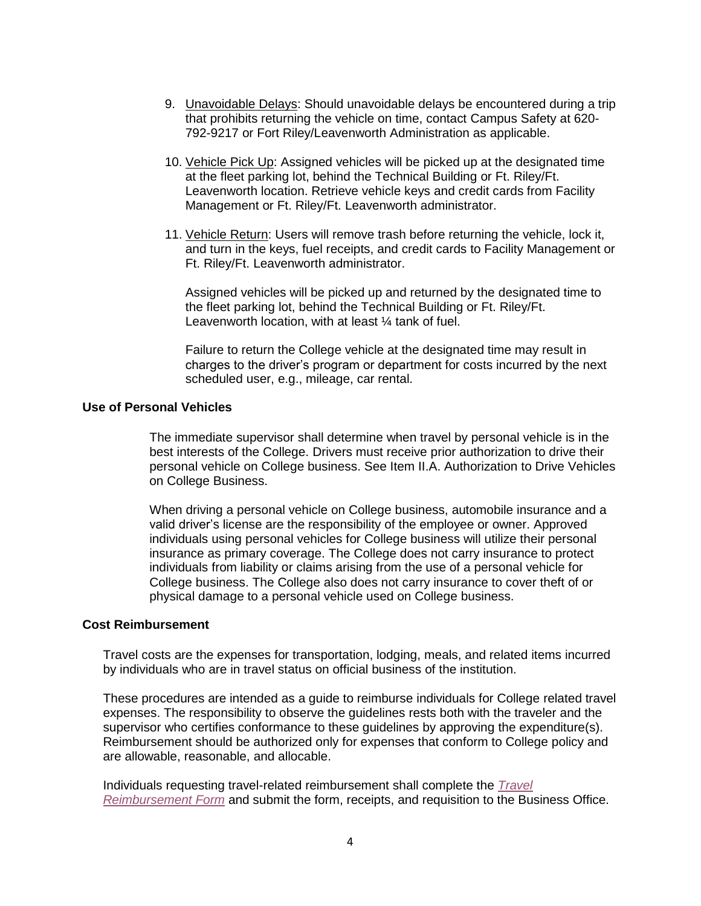9. Unavoidable Delays: Should unavoidable delays be encountered during a trip that prohibits returning the vehicle on time, contact Campus Safety at 620-792-9217 or Fort Riley/Leavenworth Administration as applicable.

10. Vehicle Pick Up: Assigned vehicles will be picked up at the designated time at the fleet parking lot, behind the Technical Building or Ft. Riley/Ft. Leavenworth location. Retrieve vehicle keys and credit cards from Facility Management or Ft. Riley/Ft. Leavenworth administrator.

11. Vehicle Return: Users will remove trash before returning the vehicle, lock it, and turn in the keys, fuel receipts, and credit cards to Facility Management or Ft. Riley/Ft. Leavenworth administrator.

    Assigned vehicles will be picked up and returned by the designated time to the fleet parking lot, behind the Technical Building or Ft. Riley/Ft. Leavenworth location, with at least ¼ tank of fuel.

    Failure to return the College vehicle at the designated time may result in charges to the driver's program or department for costs incurred by the next scheduled user, e.g., mileage, car rental.

**Use of Personal Vehicles**

The immediate supervisor shall determine when travel by personal vehicle is in the best interests of the College. Drivers must receive prior authorization to drive their personal vehicle on College business. See Item II.A. Authorization to Drive Vehicles on College Business.

When driving a personal vehicle on College business, automobile insurance and a valid driver's license are the responsibility of the employee or owner. Approved individuals using personal vehicles for College business will utilize their personal insurance as primary coverage. The College does not carry insurance to protect individuals from liability or claims arising from the use of a personal vehicle for College business. The College also does not carry insurance to cover theft of or physical damage to a personal vehicle used on College business.

**Cost Reimbursement**

Travel costs are the expenses for transportation, lodging, meals, and related items incurred by individuals who are in travel status on official business of the institution.

These procedures are intended as a guide to reimburse individuals for College related travel expenses. The responsibility to observe the guidelines rests both with the traveler and the supervisor who certifies conformance to these guidelines by approving the expenditure(s). Reimbursement should be authorized only for expenses that conform to College policy and are allowable, reasonable, and allocable.

Individuals requesting travel-related reimbursement shall complete the *Travel Reimbursement Form* and submit the form, receipts, and requisition to the Business Office.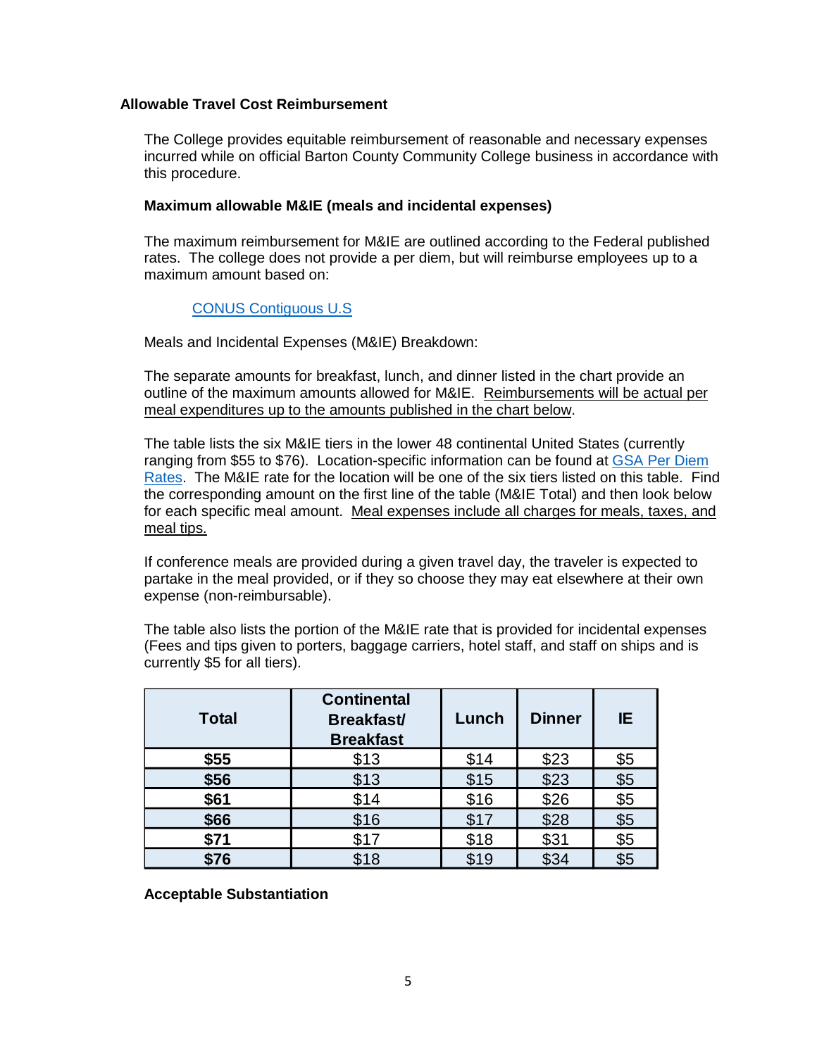**Allowable Travel Cost Reimbursement**

The College provides equitable reimbursement of reasonable and necessary expenses incurred while on official Barton County Community College business in accordance with this procedure.

**Maximum allowable M&IE (meals and incidental expenses)**

The maximum reimbursement for M&IE are outlined according to the Federal published rates. The college does not provide a per diem, but will reimburse employees up to a maximum amount based on:

CONUS Contiguous U.S

Meals and Incidental Expenses (M&IE) Breakdown:

The separate amounts for breakfast, lunch, and dinner listed in the chart provide an outline of the maximum amounts allowed for M&IE. Reimbursements will be actual per meal expenditures up to the amounts published in the chart below.

The table lists the six M&IE tiers in the lower 48 continental United States (currently ranging from $55 to $76). Location-specific information can be found at GSA Per Diem Rates. The M&IE rate for the location will be one of the six tiers listed on this table. Find the corresponding amount on the first line of the table (M&IE Total) and then look below for each specific meal amount. Meal expenses include all charges for meals, taxes, and meal tips.

If conference meals are provided during a given travel day, the traveler is expected to partake in the meal provided, or if they so choose they may eat elsewhere at their own expense (non-reimbursable).

The table also lists the portion of the M&IE rate that is provided for incidental expenses (Fees and tips given to porters, baggage carriers, hotel staff, and staff on ships and is currently $5 for all tiers).

| Total | Continental Breakfast/ Breakfast | Lunch | Dinner | IE |
|---|---|---|---|---|
| **$55** | $13 | $14 | $23 | $5 |
| **$56** | $13 | $15 | $23 | $5 |
| **$61** | $14 | $16 | $26 | $5 |
| **$66** | $16 | $17 | $28 | $5 |
| **$71** | $17 | $18 | $31 | $5 |
| **$76** | $18 | $19 | $34 | $5 |

**Acceptable Substantiation**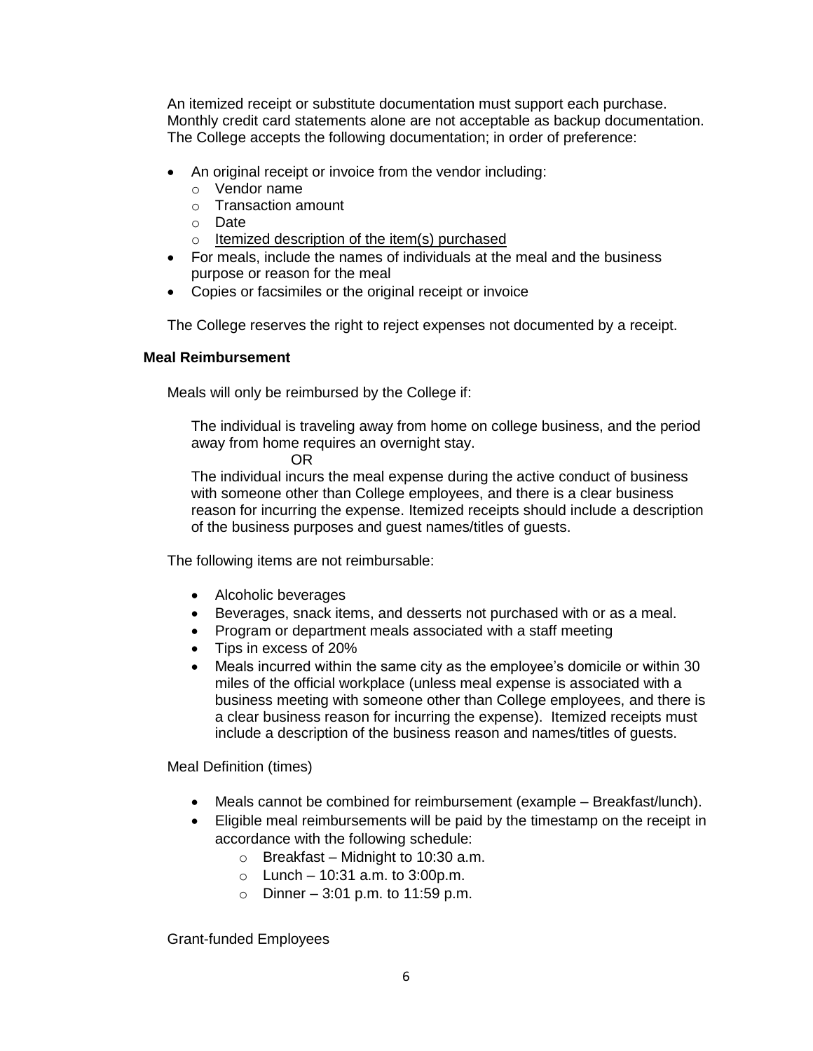An itemized receipt or substitute documentation must support each purchase. Monthly credit card statements alone are not acceptable as backup documentation. The College accepts the following documentation; in order of preference:

- An original receipt or invoice from the vendor including:
  - Vendor name
  - Transaction amount
  - Date
  - Itemized description of the item(s) purchased
- For meals, include the names of individuals at the meal and the business purpose or reason for the meal
- Copies or facsimiles or the original receipt or invoice

The College reserves the right to reject expenses not documented by a receipt.

**Meal Reimbursement**

Meals will only be reimbursed by the College if:

The individual is traveling away from home on college business, and the period away from home requires an overnight stay.

OR

The individual incurs the meal expense during the active conduct of business with someone other than College employees, and there is a clear business reason for incurring the expense. Itemized receipts should include a description of the business purposes and guest names/titles of guests.

The following items are not reimbursable:

- Alcoholic beverages
- Beverages, snack items, and desserts not purchased with or as a meal.
- Program or department meals associated with a staff meeting
- Tips in excess of 20%
- Meals incurred within the same city as the employee's domicile or within 30 miles of the official workplace (unless meal expense is associated with a business meeting with someone other than College employees, and there is a clear business reason for incurring the expense). Itemized receipts must include a description of the business reason and names/titles of guests.

Meal Definition (times)

- Meals cannot be combined for reimbursement (example – Breakfast/lunch).
- Eligible meal reimbursements will be paid by the timestamp on the receipt in accordance with the following schedule:
  - Breakfast – Midnight to 10:30 a.m.
  - Lunch – 10:31 a.m. to 3:00p.m.
  - Dinner – 3:01 p.m. to 11:59 p.m.

Grant-funded Employees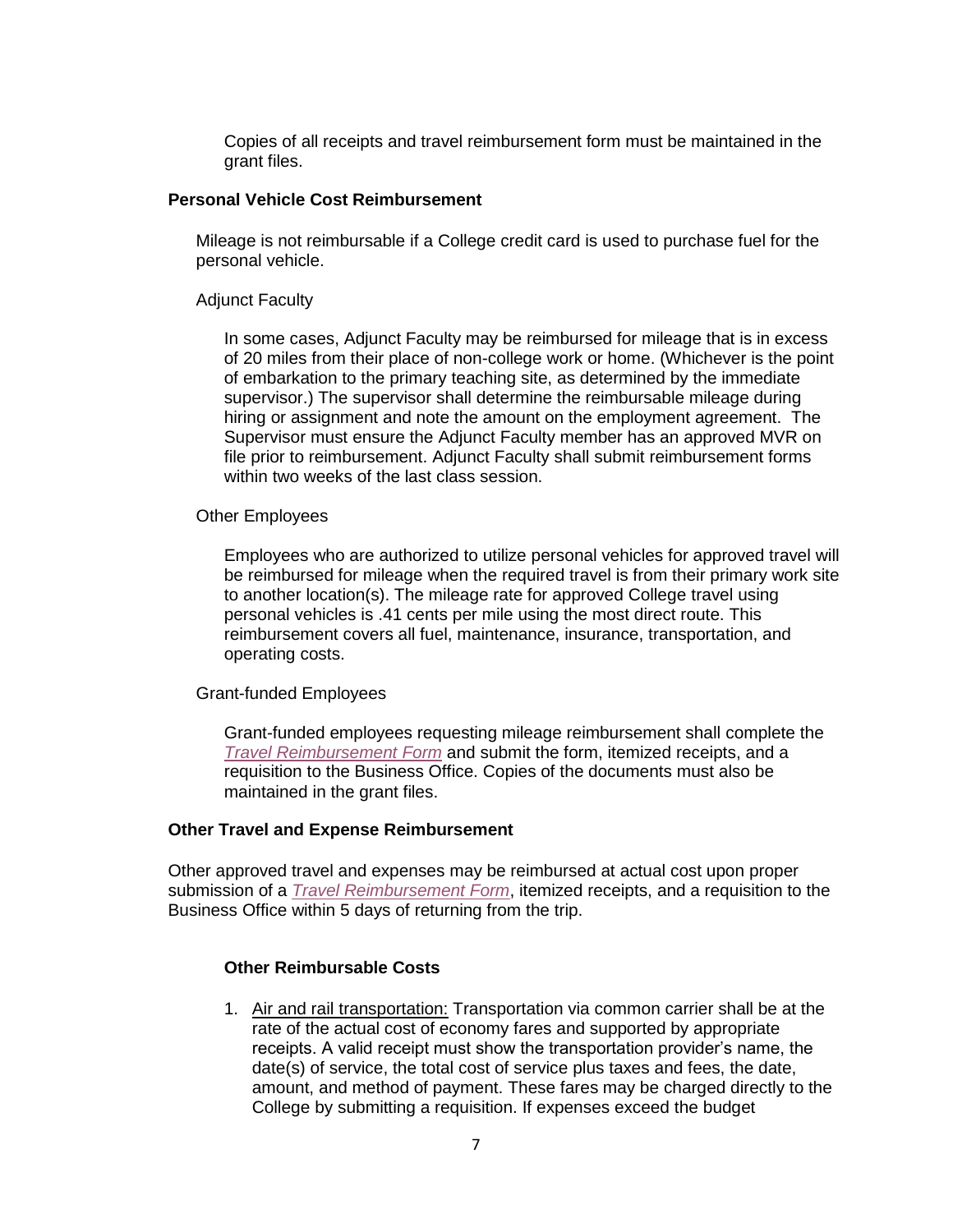Copies of all receipts and travel reimbursement form must be maintained in the grant files.

**Personal Vehicle Cost Reimbursement**

Mileage is not reimbursable if a College credit card is used to purchase fuel for the personal vehicle.

Adjunct Faculty

In some cases, Adjunct Faculty may be reimbursed for mileage that is in excess of 20 miles from their place of non-college work or home. (Whichever is the point of embarkation to the primary teaching site, as determined by the immediate supervisor.) The supervisor shall determine the reimbursable mileage during hiring or assignment and note the amount on the employment agreement. The Supervisor must ensure the Adjunct Faculty member has an approved MVR on file prior to reimbursement. Adjunct Faculty shall submit reimbursement forms within two weeks of the last class session.

Other Employees

Employees who are authorized to utilize personal vehicles for approved travel will be reimbursed for mileage when the required travel is from their primary work site to another location(s). The mileage rate for approved College travel using personal vehicles is .41 cents per mile using the most direct route. This reimbursement covers all fuel, maintenance, insurance, transportation, and operating costs.

Grant-funded Employees

Grant-funded employees requesting mileage reimbursement shall complete the *Travel Reimbursement Form* and submit the form, itemized receipts, and a requisition to the Business Office. Copies of the documents must also be maintained in the grant files.

**Other Travel and Expense Reimbursement**

Other approved travel and expenses may be reimbursed at actual cost upon proper submission of a *Travel Reimbursement Form*, itemized receipts, and a requisition to the Business Office within 5 days of returning from the trip.

**Other Reimbursable Costs**

1. Air and rail transportation: Transportation via common carrier shall be at the rate of the actual cost of economy fares and supported by appropriate receipts. A valid receipt must show the transportation provider's name, the date(s) of service, the total cost of service plus taxes and fees, the date, amount, and method of payment. These fares may be charged directly to the College by submitting a requisition. If expenses exceed the budget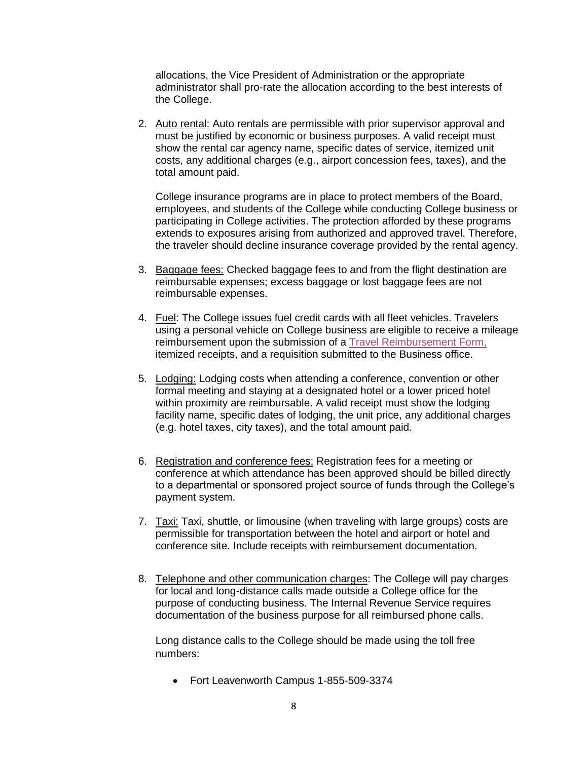allocations, the Vice President of Administration or the appropriate administrator shall pro-rate the allocation according to the best interests of the College.

2. Auto rental: Auto rentals are permissible with prior supervisor approval and must be justified by economic or business purposes. A valid receipt must show the rental car agency name, specific dates of service, itemized unit costs, any additional charges (e.g., airport concession fees, taxes), and the total amount paid.

   College insurance programs are in place to protect members of the Board, employees, and students of the College while conducting College business or participating in College activities. The protection afforded by these programs extends to exposures arising from authorized and approved travel. Therefore, the traveler should decline insurance coverage provided by the rental agency.

3. Baggage fees: Checked baggage fees to and from the flight destination are reimbursable expenses; excess baggage or lost baggage fees are not reimbursable expenses.

4. Fuel: The College issues fuel credit cards with all fleet vehicles. Travelers using a personal vehicle on College business are eligible to receive a mileage reimbursement upon the submission of a Travel Reimbursement Form, itemized receipts, and a requisition submitted to the Business office.

5. Lodging: Lodging costs when attending a conference, convention or other formal meeting and staying at a designated hotel or a lower priced hotel within proximity are reimbursable. A valid receipt must show the lodging facility name, specific dates of lodging, the unit price, any additional charges (e.g. hotel taxes, city taxes), and the total amount paid.

6. Registration and conference fees: Registration fees for a meeting or conference at which attendance has been approved should be billed directly to a departmental or sponsored project source of funds through the College's payment system.

7. Taxi: Taxi, shuttle, or limousine (when traveling with large groups) costs are permissible for transportation between the hotel and airport or hotel and conference site. Include receipts with reimbursement documentation.

8. Telephone and other communication charges: The College will pay charges for local and long-distance calls made outside a College office for the purpose of conducting business. The Internal Revenue Service requires documentation of the business purpose for all reimbursed phone calls.

   Long distance calls to the College should be made using the toll free numbers:

   - Fort Leavenworth Campus 1-855-509-3374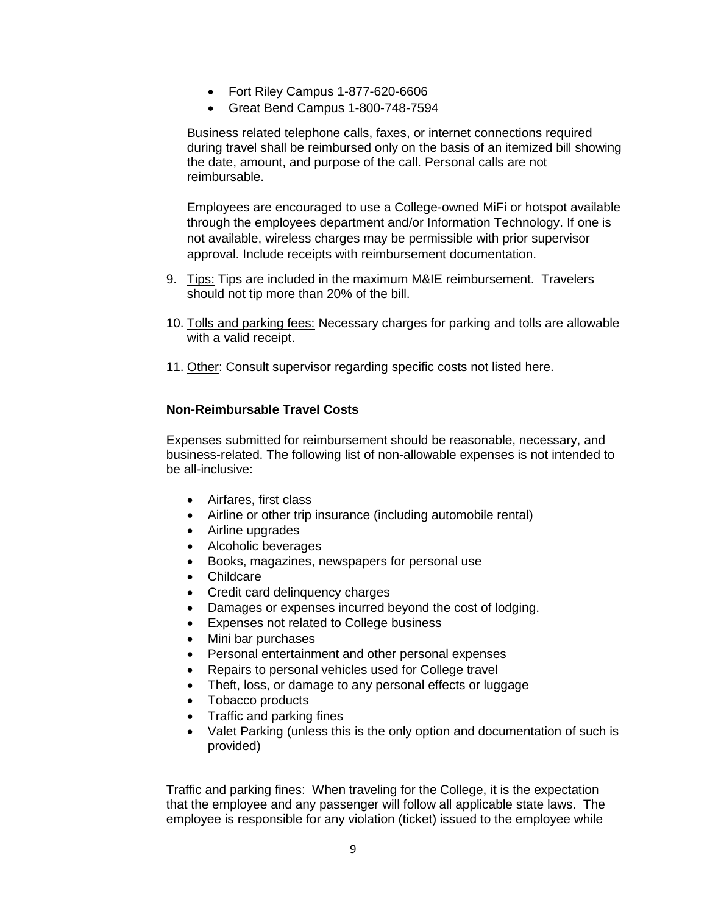- Fort Riley Campus 1-877-620-6606
- Great Bend Campus 1-800-748-7594

Business related telephone calls, faxes, or internet connections required during travel shall be reimbursed only on the basis of an itemized bill showing the date, amount, and purpose of the call. Personal calls are not reimbursable.

Employees are encouraged to use a College-owned MiFi or hotspot available through the employees department and/or Information Technology. If one is not available, wireless charges may be permissible with prior supervisor approval. Include receipts with reimbursement documentation.

9. Tips: Tips are included in the maximum M&IE reimbursement. Travelers should not tip more than 20% of the bill.

10. Tolls and parking fees: Necessary charges for parking and tolls are allowable with a valid receipt.

11. Other: Consult supervisor regarding specific costs not listed here.

**Non-Reimbursable Travel Costs**

Expenses submitted for reimbursement should be reasonable, necessary, and business-related. The following list of non-allowable expenses is not intended to be all-inclusive:

- Airfares, first class
- Airline or other trip insurance (including automobile rental)
- Airline upgrades
- Alcoholic beverages
- Books, magazines, newspapers for personal use
- Childcare
- Credit card delinquency charges
- Damages or expenses incurred beyond the cost of lodging.
- Expenses not related to College business
- Mini bar purchases
- Personal entertainment and other personal expenses
- Repairs to personal vehicles used for College travel
- Theft, loss, or damage to any personal effects or luggage
- Tobacco products
- Traffic and parking fines
- Valet Parking (unless this is the only option and documentation of such is provided)

Traffic and parking fines: When traveling for the College, it is the expectation that the employee and any passenger will follow all applicable state laws. The employee is responsible for any violation (ticket) issued to the employee while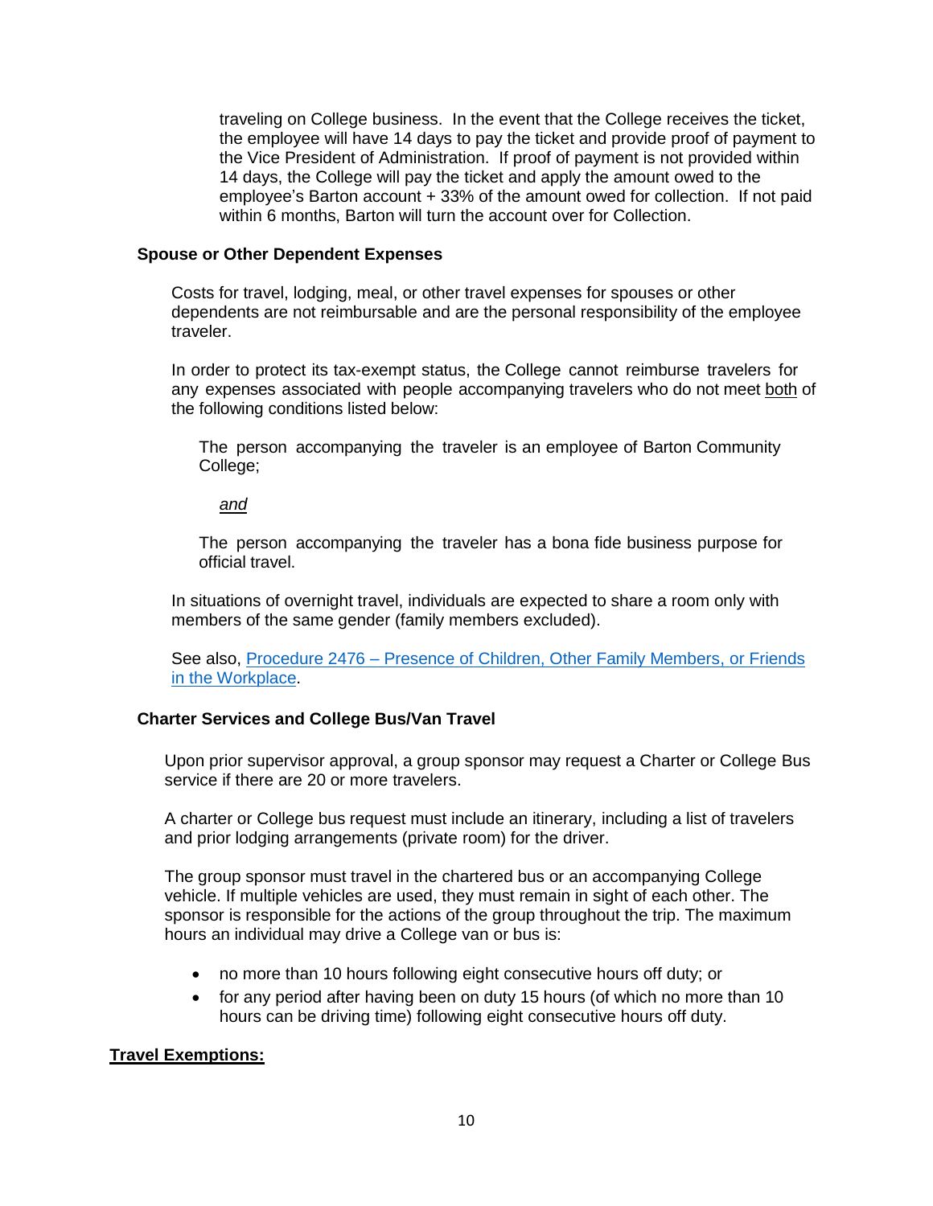traveling on College business. In the event that the College receives the ticket, the employee will have 14 days to pay the ticket and provide proof of payment to the Vice President of Administration. If proof of payment is not provided within 14 days, the College will pay the ticket and apply the amount owed to the employee's Barton account + 33% of the amount owed for collection. If not paid within 6 months, Barton will turn the account over for Collection.

**Spouse or Other Dependent Expenses**

Costs for travel, lodging, meal, or other travel expenses for spouses or other dependents are not reimbursable and are the personal responsibility of the employee traveler.

In order to protect its tax-exempt status, the College cannot reimburse travelers for any expenses associated with people accompanying travelers who do not meet both of the following conditions listed below:

The person accompanying the traveler is an employee of Barton Community College;

*and*

The person accompanying the traveler has a bona fide business purpose for official travel.

In situations of overnight travel, individuals are expected to share a room only with members of the same gender (family members excluded).

See also, Procedure 2476 – Presence of Children, Other Family Members, or Friends in the Workplace.

**Charter Services and College Bus/Van Travel**

Upon prior supervisor approval, a group sponsor may request a Charter or College Bus service if there are 20 or more travelers.

A charter or College bus request must include an itinerary, including a list of travelers and prior lodging arrangements (private room) for the driver.

The group sponsor must travel in the chartered bus or an accompanying College vehicle. If multiple vehicles are used, they must remain in sight of each other. The sponsor is responsible for the actions of the group throughout the trip. The maximum hours an individual may drive a College van or bus is:

- no more than 10 hours following eight consecutive hours off duty; or
- for any period after having been on duty 15 hours (of which no more than 10 hours can be driving time) following eight consecutive hours off duty.

**Travel Exemptions:**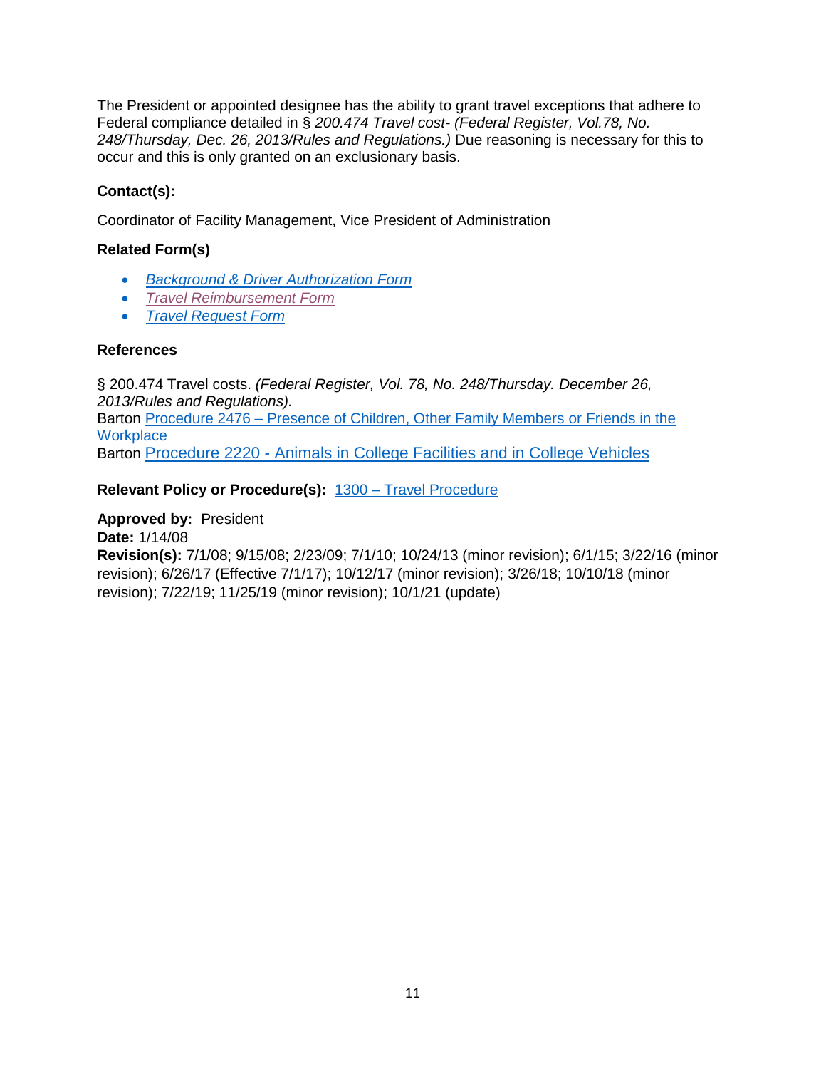The President or appointed designee has the ability to grant travel exceptions that adhere to Federal compliance detailed in § *200.474 Travel cost- (Federal Register, Vol.78, No. 248/Thursday, Dec. 26, 2013/Rules and Regulations.)* Due reasoning is necessary for this to occur and this is only granted on an exclusionary basis.

**Contact(s):**

Coordinator of Facility Management, Vice President of Administration

**Related Form(s)**

- *Background & Driver Authorization Form*
- *Travel Reimbursement Form*
- *Travel Request Form*

**References**

§ 200.474 Travel costs. *(Federal Register, Vol. 78, No. 248/Thursday. December 26, 2013/Rules and Regulations).*
Barton Procedure 2476 – Presence of Children, Other Family Members or Friends in the Workplace
Barton Procedure 2220 - Animals in College Facilities and in College Vehicles

**Relevant Policy or Procedure(s):** 1300 – Travel Procedure

**Approved by:** President
**Date:** 1/14/08
**Revision(s):** 7/1/08; 9/15/08; 2/23/09; 7/1/10; 10/24/13 (minor revision); 6/1/15; 3/22/16 (minor revision); 6/26/17 (Effective 7/1/17); 10/12/17 (minor revision); 3/26/18; 10/10/18 (minor revision); 7/22/19; 11/25/19 (minor revision); 10/1/21 (update)